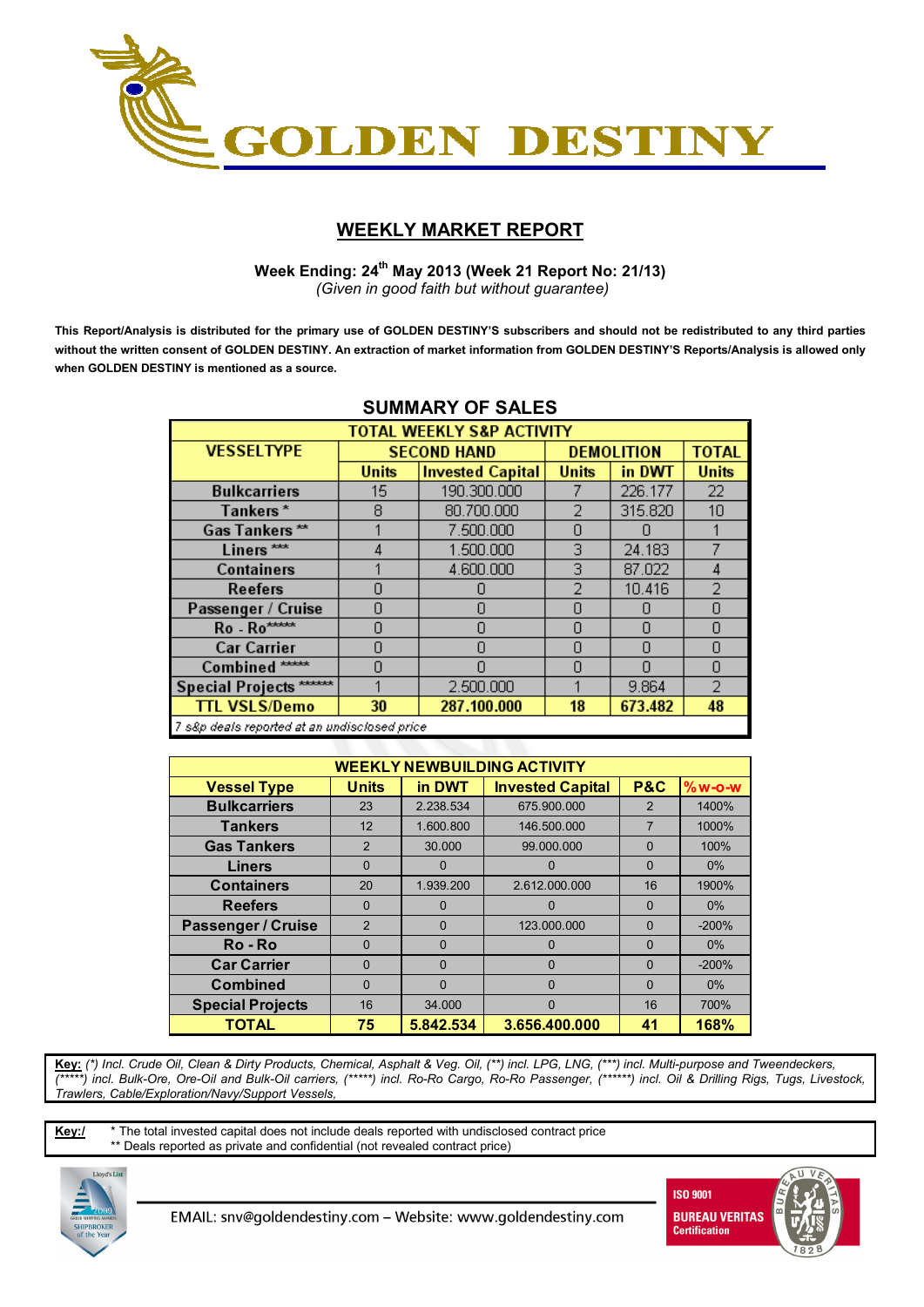# GOLDEN DESTINY

## WEEKLY MARKET REPORT

**Week Ending: 24th May 2013 (Week 21 Report No: 21/13)**
*(Given in good faith but without guarantee)*

**This Report/Analysis is distributed for the primary use of GOLDEN DESTINY'S subscribers and should not be redistributed to any third parties without the written consent of GOLDEN DESTINY. An extraction of market information from GOLDEN DESTINY'S Reports/Analysis is allowed only when GOLDEN DESTINY is mentioned as a source.**

### SUMMARY OF SALES

| TOTAL WEEKLY S&P ACTIVITY | | | | | |
|---|---|---|---|---|---|
| VESSELTYPE | SECOND HAND | | DEMOLITION | | TOTAL |
| | Units | Invested Capital | Units | in DWT | Units |
| Bulkcarriers | 15 | 190.300.000 | 7 | 226.177 | 22 |
| Tankers * | 8 | 80.700.000 | 2 | 315.820 | 10 |
| Gas Tankers ** | 1 | 7.500.000 | 0 | 0 | 1 |
| Liners *** | 4 | 1.500.000 | 3 | 24.183 | 7 |
| Containers | 1 | 4.600.000 | 3 | 87.022 | 4 |
| Reefers | 0 | 0 | 2 | 10.416 | 2 |
| Passenger / Cruise | 0 | 0 | 0 | 0 | 0 |
| Ro - Ro***** | 0 | 0 | 0 | 0 | 0 |
| Car Carrier | 0 | 0 | 0 | 0 | 0 |
| Combined ***** | 0 | 0 | 0 | 0 | 0 |
| Special Projects ****** | 1 | 2.500.000 | 1 | 9.864 | 2 |
| **TTL VSLS/Demo** | **30** | **287.100.000** | **18** | **673.482** | **48** |

*7 s&p deals reported at an undisclosed price*

| WEEKLY NEWBUILDING ACTIVITY | | | | | |
|---|---|---|---|---|---|
| Vessel Type | Units | in DWT | Invested Capital | P&C | %w-o-w |
| Bulkcarriers | 23 | 2.238.534 | 675.900.000 | 2 | 1400% |
| Tankers | 12 | 1.600.800 | 146.500.000 | 7 | 1000% |
| Gas Tankers | 2 | 30.000 | 99.000.000 | 0 | 100% |
| Liners | 0 | 0 | 0 | 0 | 0% |
| Containers | 20 | 1.939.200 | 2.612.000.000 | 16 | 1900% |
| Reefers | 0 | 0 | 0 | 0 | 0% |
| Passenger / Cruise | 2 | 0 | 123.000.000 | 0 | -200% |
| Ro - Ro | 0 | 0 | 0 | 0 | 0% |
| Car Carrier | 0 | 0 | 0 | 0 | -200% |
| Combined | 0 | 0 | 0 | 0 | 0% |
| Special Projects | 16 | 34.000 | 0 | 16 | 700% |
| **TOTAL** | **75** | **5.842.534** | **3.656.400.000** | **41** | **168%** |

**Key:** *(\*) Incl. Crude Oil, Clean & Dirty Products, Chemical, Asphalt & Veg. Oil, (\*\*) incl. LPG, LNG, (\*\*\*) incl. Multi-purpose and Tweendeckers, (\*\*\*\*\*) incl. Bulk-Ore, Ore-Oil and Bulk-Oil carriers, (\*\*\*\*\*) incl. Ro-Ro Cargo, Ro-Ro Passenger, (\*\*\*\*\*\*) incl. Oil & Drilling Rigs, Tugs, Livestock, Trawlers, Cable/Exploration/Navy/Support Vessels,*

**Key:/** \* The total invested capital does not include deals reported with undisclosed contract price
\*\* Deals reported as private and confidential (not revealed contract price)

EMAIL: snv@goldendestiny.com – Website: www.goldendestiny.com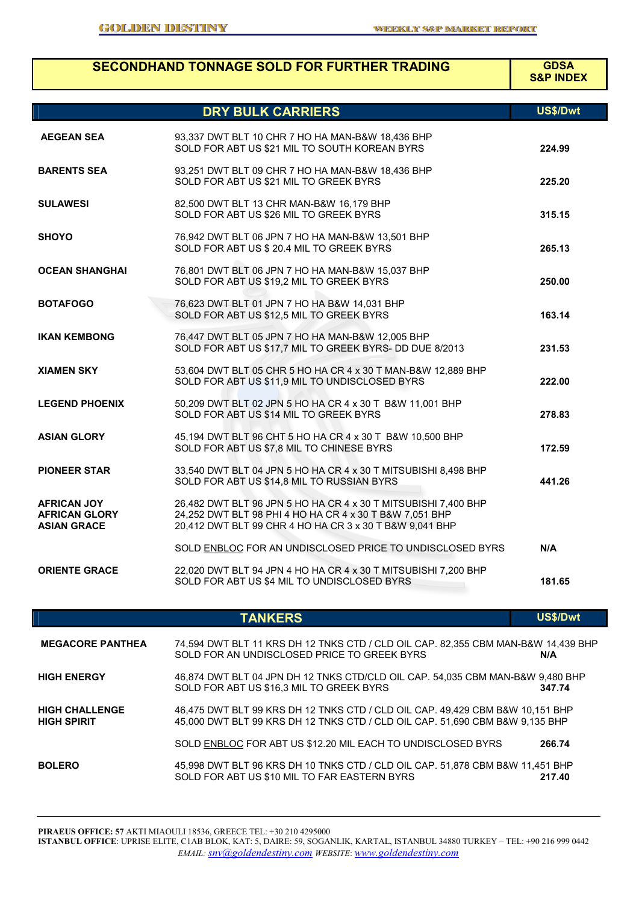## SECONDHAND TONNAGE SOLD FOR FURTHER TRADING

### DRY BULK CARRIERS

| Vessel | Details | GDSA S&P INDEX US$/Dwt |
|---|---|---|
| AEGEAN SEA | 93,337 DWT BLT 10 CHR 7 HO HA MAN-B&W 18,436 BHP SOLD FOR ABT US $21 MIL TO SOUTH KOREAN BYRS | 224.99 |
| BARENTS SEA | 93,251 DWT BLT 09 CHR 7 HO HA MAN-B&W 18,436 BHP SOLD FOR ABT US $21 MIL TO GREEK BYRS | 225.20 |
| SULAWESI | 82,500 DWT BLT 13 CHR MAN-B&W 16,179 BHP SOLD FOR ABT US $26 MIL TO GREEK BYRS | 315.15 |
| SHOYO | 76,942 DWT BLT 06 JPN 7 HO HA MAN-B&W 13,501 BHP SOLD FOR ABT US $ 20.4 MIL TO GREEK BYRS | 265.13 |
| OCEAN SHANGHAI | 76,801 DWT BLT 06 JPN 7 HO HA MAN-B&W 15,037 BHP SOLD FOR ABT US $19,2 MIL TO GREEK BYRS | 250.00 |
| BOTAFOGO | 76,623 DWT BLT 01 JPN 7 HO HA B&W 14,031 BHP SOLD FOR ABT US $12,5 MIL TO GREEK BYRS | 163.14 |
| IKAN KEMBONG | 76,447 DWT BLT 05 JPN 7 HO HA MAN-B&W 12,005 BHP SOLD FOR ABT US $17,7 MIL TO GREEK BYRS- DD DUE 8/2013 | 231.53 |
| XIAMEN SKY | 53,604 DWT BLT 05 CHR 5 HO HA CR 4 x 30 T MAN-B&W 12,889 BHP SOLD FOR ABT US $11,9 MIL TO UNDISCLOSED BYRS | 222.00 |
| LEGEND PHOENIX | 50,209 DWT BLT 02 JPN 5 HO HA CR 4 x 30 T B&W 11,001 BHP SOLD FOR ABT US $14 MIL TO GREEK BYRS | 278.83 |
| ASIAN GLORY | 45,194 DWT BLT 96 CHT 5 HO HA CR 4 x 30 T B&W 10,500 BHP SOLD FOR ABT US $7,8 MIL TO CHINESE BYRS | 172.59 |
| PIONEER STAR | 33,540 DWT BLT 04 JPN 5 HO HA CR 4 x 30 T MITSUBISHI 8,498 BHP SOLD FOR ABT US $14,8 MIL TO RUSSIAN BYRS | 441.26 |
| AFRICAN JOY<br>AFRICAN GLORY<br>ASIAN GRACE | 26,482 DWT BLT 96 JPN 5 HO HA CR 4 x 30 T MITSUBISHI 7,400 BHP<br>24,252 DWT BLT 98 PHI 4 HO HA CR 4 x 30 T B&W 7,051 BHP<br>20,412 DWT BLT 99 CHR 4 HO HA CR 3 x 30 T B&W 9,041 BHP<br>SOLD ENBLOC FOR AN UNDISCLOSED PRICE TO UNDISCLOSED BYRS | N/A |
| ORIENTE GRACE | 22,020 DWT BLT 94 JPN 4 HO HA CR 4 x 30 T MITSUBISHI 7,200 BHP SOLD FOR ABT US $4 MIL TO UNDISCLOSED BYRS | 181.65 |

### TANKERS

| Vessel | Details | US$/Dwt |
|---|---|---|
| MEGACORE PANTHEA | 74,594 DWT BLT 11 KRS DH 12 TNKS CTD / CLD OIL CAP. 82,355 CBM MAN-B&W 14,439 BHP SOLD FOR AN UNDISCLOSED PRICE TO GREEK BYRS | N/A |
| HIGH ENERGY | 46,874 DWT BLT 04 JPN DH 12 TNKS CTD/CLD OIL CAP. 54,035 CBM MAN-B&W 9,480 BHP SOLD FOR ABT US $16,3 MIL TO GREEK BYRS | 347.74 |
| HIGH CHALLENGE<br>HIGH SPIRIT | 46,475 DWT BLT 99 KRS DH 12 TNKS CTD / CLD OIL CAP. 49,429 CBM B&W 10,151 BHP<br>45,000 DWT BLT 99 KRS DH 12 TNKS CTD / CLD OIL CAP. 51,690 CBM B&W 9,135 BHP<br>SOLD ENBLOC FOR ABT US $12.20 MIL EACH TO UNDISCLOSED BYRS | 266.74 |
| BOLERO | 45,998 DWT BLT 96 KRS DH 10 TNKS CTD / CLD OIL CAP. 51,878 CBM B&W 11,451 BHP SOLD FOR ABT US $10 MIL TO FAR EASTERN BYRS | 217.40 |

**PIRAEUS OFFICE: 57** AKTI MIAOULI 18536, GREECE TEL: +30 210 4295000
**ISTANBUL OFFICE**: UPRISE ELITE, C1AB BLOK, KAT: 5, DAIRE: 59, SOGANLIK, KARTAL, ISTANBUL 34880 TURKEY – TEL: +90 216 999 0442
*EMAIL: snv@goldendestiny.com WEBSITE: www.goldendestiny.com*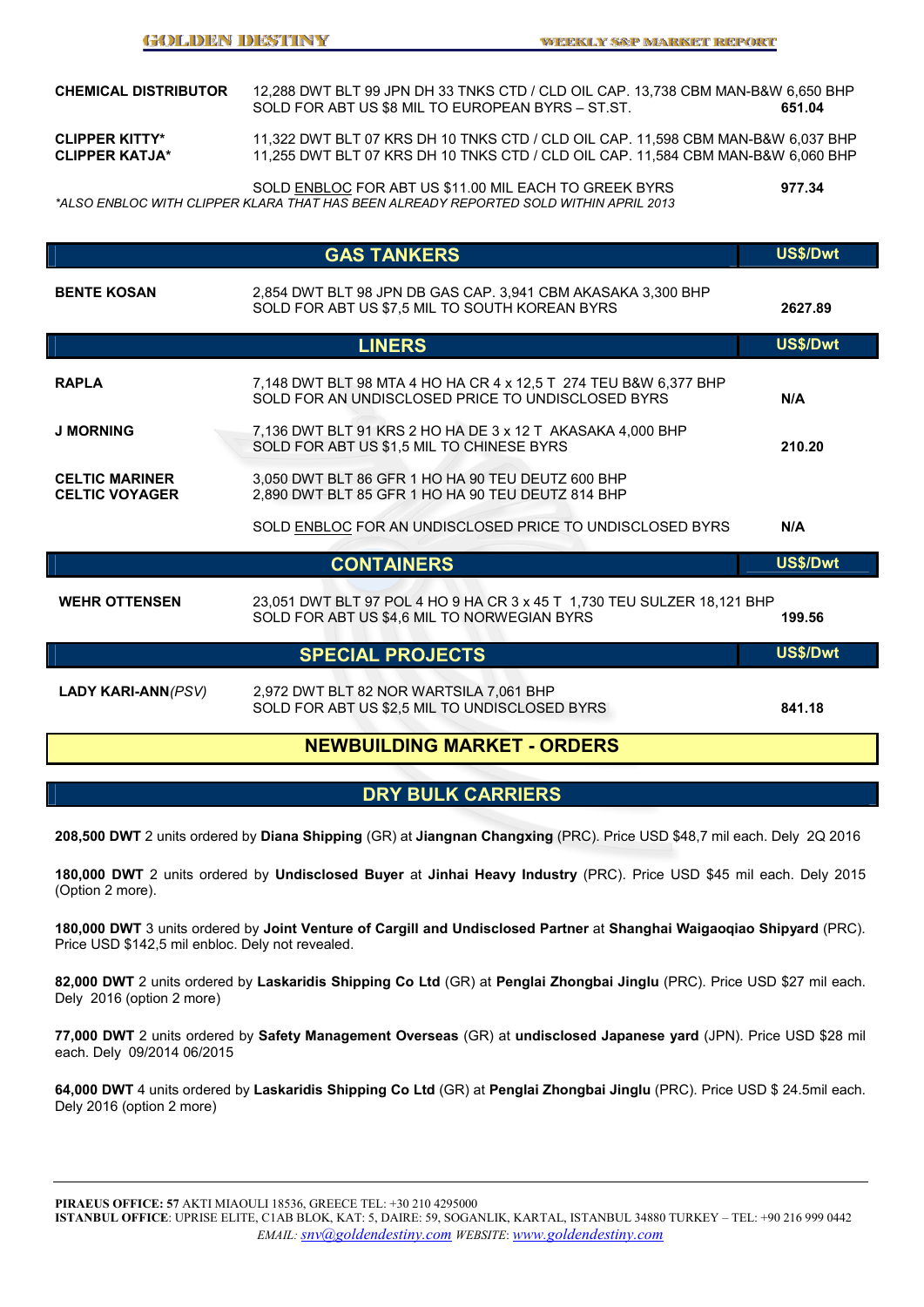| | | |
|---|---|---|
| **CHEMICAL DISTRIBUTOR** | 12,288 DWT BLT 99 JPN DH 33 TNKS CTD / CLD OIL CAP. 13,738 CBM MAN-B&W 6,650 BHP<br>SOLD FOR ABT US $8 MIL TO EUROPEAN BYRS – ST.ST. | **651.04** |
| **CLIPPER KITTY*<br>CLIPPER KATJA*** | 11,322 DWT BLT 07 KRS DH 10 TNKS CTD / CLD OIL CAP. 11,598 CBM MAN-B&W 6,037 BHP<br>11,255 DWT BLT 07 KRS DH 10 TNKS CTD / CLD OIL CAP. 11,584 CBM MAN-B&W 6,060 BHP | |
| | SOLD ENBLOC FOR ABT US $11.00 MIL EACH TO GREEK BYRS | **977.34** |

*ALSO ENBLOC WITH CLIPPER KLARA THAT HAS BEEN ALREADY REPORTED SOLD WITHIN APRIL 2013

## GAS TANKERS

| | | US$/Dwt |
|---|---|---|
| **BENTE KOSAN** | 2,854 DWT BLT 98 JPN DB GAS CAP. 3,941 CBM AKASAKA 3,300 BHP<br>SOLD FOR ABT US $7,5 MIL TO SOUTH KOREAN BYRS | **2627.89** |

## LINERS

| | | US$/Dwt |
|---|---|---|
| **RAPLA** | 7,148 DWT BLT 98 MTA 4 HO HA CR 4 x 12,5 T 274 TEU B&W 6,377 BHP<br>SOLD FOR AN UNDISCLOSED PRICE TO UNDISCLOSED BYRS | **N/A** |
| **J MORNING** | 7,136 DWT BLT 91 KRS 2 HO HA DE 3 x 12 T AKASAKA 4,000 BHP<br>SOLD FOR ABT US $1,5 MIL TO CHINESE BYRS | **210.20** |
| **CELTIC MARINER<br>CELTIC VOYAGER** | 3,050 DWT BLT 86 GFR 1 HO HA 90 TEU DEUTZ 600 BHP<br>2,890 DWT BLT 85 GFR 1 HO HA 90 TEU DEUTZ 814 BHP | |
| | SOLD ENBLOC FOR AN UNDISCLOSED PRICE TO UNDISCLOSED BYRS | **N/A** |

## CONTAINERS

| | | US$/Dwt |
|---|---|---|
| **WEHR OTTENSEN** | 23,051 DWT BLT 97 POL 4 HO 9 HA CR 3 x 45 T 1,730 TEU SULZER 18,121 BHP<br>SOLD FOR ABT US $4,6 MIL TO NORWEGIAN BYRS | **199.56** |

## SPECIAL PROJECTS

| | | US$/Dwt |
|---|---|---|
| **LADY KARI-ANN***(PSV)* | 2,972 DWT BLT 82 NOR WARTSILA 7,061 BHP<br>SOLD FOR ABT US $2,5 MIL TO UNDISCLOSED BYRS | **841.18** |

# NEWBUILDING MARKET - ORDERS

## DRY BULK CARRIERS

**208,500 DWT** 2 units ordered by **Diana Shipping** (GR) at **Jiangnan Changxing** (PRC). Price USD $48,7 mil each. Dely 2Q 2016

**180,000 DWT** 2 units ordered by **Undisclosed Buyer** at **Jinhai Heavy Industry** (PRC). Price USD $45 mil each. Dely 2015 (Option 2 more).

**180,000 DWT** 3 units ordered by **Joint Venture of Cargill and Undisclosed Partner** at **Shanghai Waigaoqiao Shipyard** (PRC). Price USD $142,5 mil enbloc. Dely not revealed.

**82,000 DWT** 2 units ordered by **Laskaridis Shipping Co Ltd** (GR) at **Penglai Zhongbai Jinglu** (PRC). Price USD $27 mil each. Dely 2016 (option 2 more)

**77,000 DWT** 2 units ordered by **Safety Management Overseas** (GR) at **undisclosed Japanese yard** (JPN). Price USD $28 mil each. Dely 09/2014 06/2015

**64,000 DWT** 4 units ordered by **Laskaridis Shipping Co Ltd** (GR) at **Penglai Zhongbai Jinglu** (PRC). Price USD $ 24.5mil each. Dely 2016 (option 2 more)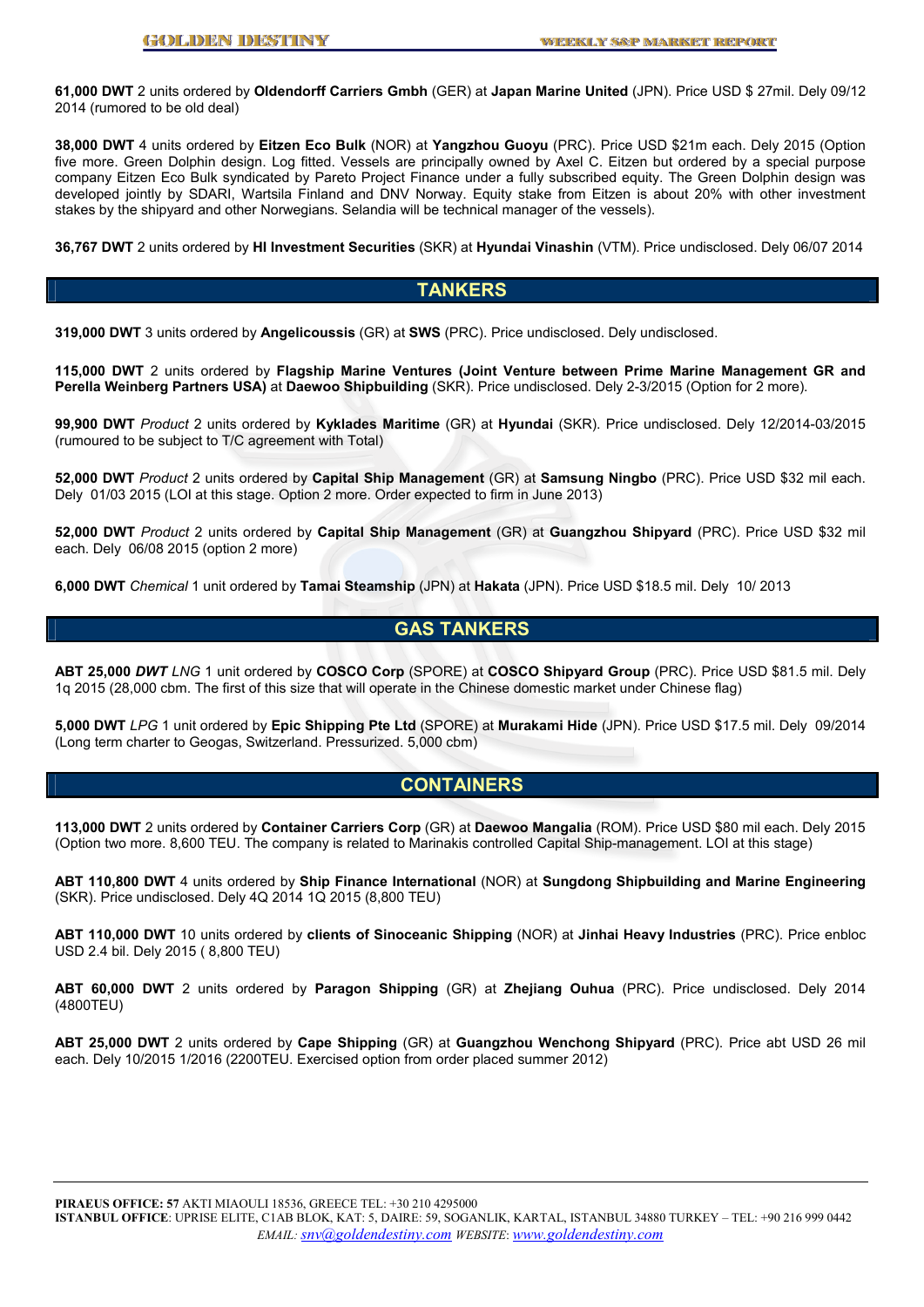**61,000 DWT** 2 units ordered by **Oldendorff Carriers Gmbh** (GER) at **Japan Marine United** (JPN). Price USD $ 27mil. Dely 09/12 2014 (rumored to be old deal)

**38,000 DWT** 4 units ordered by **Eitzen Eco Bulk** (NOR) at **Yangzhou Guoyu** (PRC). Price USD $21m each. Dely 2015 (Option five more. Green Dolphin design. Log fitted. Vessels are principally owned by Axel C. Eitzen but ordered by a special purpose company Eitzen Eco Bulk syndicated by Pareto Project Finance under a fully subscribed equity. The Green Dolphin design was developed jointly by SDARI, Wartsila Finland and DNV Norway. Equity stake from Eitzen is about 20% with other investment stakes by the shipyard and other Norwegians. Selandia will be technical manager of the vessels).

**36,767 DWT** 2 units ordered by **HI Investment Securities** (SKR) at **Hyundai Vinashin** (VTM). Price undisclosed. Dely 06/07 2014

## TANKERS

**319,000 DWT** 3 units ordered by **Angelicoussis** (GR) at **SWS** (PRC). Price undisclosed. Dely undisclosed.

**115,000 DWT** 2 units ordered by **Flagship Marine Ventures (Joint Venture between Prime Marine Management GR and Perella Weinberg Partners USA)** at **Daewoo Shipbuilding** (SKR). Price undisclosed. Dely 2-3/2015 (Option for 2 more).

**99,900 DWT** *Product* 2 units ordered by **Kyklades Maritime** (GR) at **Hyundai** (SKR). Price undisclosed. Dely 12/2014-03/2015 (rumoured to be subject to T/C agreement with Total)

**52,000 DWT** *Product* 2 units ordered by **Capital Ship Management** (GR) at **Samsung Ningbo** (PRC). Price USD $32 mil each. Dely 01/03 2015 (LOI at this stage. Option 2 more. Order expected to firm in June 2013)

**52,000 DWT** *Product* 2 units ordered by **Capital Ship Management** (GR) at **Guangzhou Shipyard** (PRC). Price USD $32 mil each. Dely 06/08 2015 (option 2 more)

**6,000 DWT** *Chemical* 1 unit ordered by **Tamai Steamship** (JPN) at **Hakata** (JPN). Price USD $18.5 mil. Dely 10/ 2013

## GAS TANKERS

**ABT 25,000** ***DWT*** *LNG* 1 unit ordered by **COSCO Corp** (SPORE) at **COSCO Shipyard Group** (PRC). Price USD $81.5 mil. Dely 1q 2015 (28,000 cbm. The first of this size that will operate in the Chinese domestic market under Chinese flag)

**5,000 DWT** *LPG* 1 unit ordered by **Epic Shipping Pte Ltd** (SPORE) at **Murakami Hide** (JPN). Price USD $17.5 mil. Dely 09/2014 (Long term charter to Geogas, Switzerland. Pressurized. 5,000 cbm)

## CONTAINERS

**113,000 DWT** 2 units ordered by **Container Carriers Corp** (GR) at **Daewoo Mangalia** (ROM). Price USD $80 mil each. Dely 2015 (Option two more. 8,600 TEU. The company is related to Marinakis controlled Capital Ship-management. LOI at this stage)

**ABT 110,800 DWT** 4 units ordered by **Ship Finance International** (NOR) at **Sungdong Shipbuilding and Marine Engineering** (SKR). Price undisclosed. Dely 4Q 2014 1Q 2015 (8,800 TEU)

**ABT 110,000 DWT** 10 units ordered by **clients of Sinoceanic Shipping** (NOR) at **Jinhai Heavy Industries** (PRC). Price enbloc USD 2.4 bil. Dely 2015 ( 8,800 TEU)

**ABT 60,000 DWT** 2 units ordered by **Paragon Shipping** (GR) at **Zhejiang Ouhua** (PRC). Price undisclosed. Dely 2014 (4800TEU)

**ABT 25,000 DWT** 2 units ordered by **Cape Shipping** (GR) at **Guangzhou Wenchong Shipyard** (PRC). Price abt USD 26 mil each. Dely 10/2015 1/2016 (2200TEU. Exercised option from order placed summer 2012)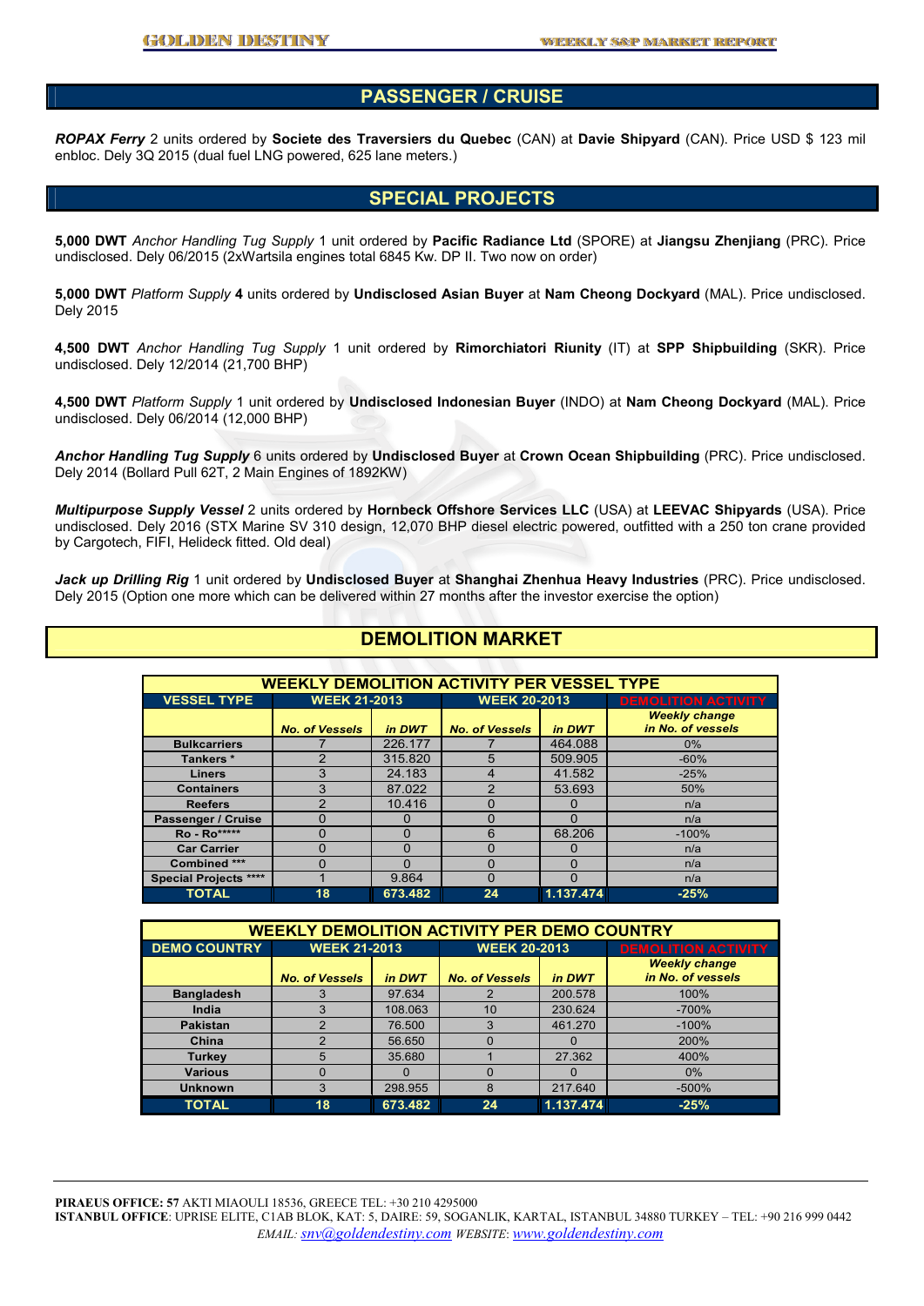## PASSENGER / CRUISE

***ROPAX Ferry*** 2 units ordered by **Societe des Traversiers du Quebec** (CAN) at **Davie Shipyard** (CAN). Price USD $ 123 mil enbloc. Dely 3Q 2015 (dual fuel LNG powered, 625 lane meters.)

## SPECIAL PROJECTS

**5,000 DWT** *Anchor Handling Tug Supply* 1 unit ordered by **Pacific Radiance Ltd** (SPORE) at **Jiangsu Zhenjiang** (PRC). Price undisclosed. Dely 06/2015 (2xWartsila engines total 6845 Kw. DP II. Two now on order)

**5,000 DWT** *Platform Supply* **4** units ordered by **Undisclosed Asian Buyer** at **Nam Cheong Dockyard** (MAL). Price undisclosed. Dely 2015

**4,500 DWT** *Anchor Handling Tug Supply* 1 unit ordered by **Rimorchiatori Riunity** (IT) at **SPP Shipbuilding** (SKR). Price undisclosed. Dely 12/2014 (21,700 BHP)

**4,500 DWT** *Platform Supply* 1 unit ordered by **Undisclosed Indonesian Buyer** (INDO) at **Nam Cheong Dockyard** (MAL). Price undisclosed. Dely 06/2014 (12,000 BHP)

***Anchor Handling Tug Supply*** 6 units ordered by **Undisclosed Buyer** at **Crown Ocean Shipbuilding** (PRC). Price undisclosed. Dely 2014 (Bollard Pull 62T, 2 Main Engines of 1892KW)

***Multipurpose Supply Vessel*** 2 units ordered by **Hornbeck Offshore Services LLC** (USA) at **LEEVAC Shipyards** (USA). Price undisclosed. Dely 2016 (STX Marine SV 310 design, 12,070 BHP diesel electric powered, outfitted with a 250 ton crane provided by Cargotech, FIFI, Helideck fitted. Old deal)

***Jack up Drilling Rig*** 1 unit ordered by **Undisclosed Buyer** at **Shanghai Zhenhua Heavy Industries** (PRC). Price undisclosed. Dely 2015 (Option one more which can be delivered within 27 months after the investor exercise the option)

## DEMOLITION MARKET

**WEEKLY DEMOLITION ACTIVITY PER VESSEL TYPE**

| VESSEL TYPE | WEEK 21-2013 | | WEEK 20-2013 | | DEMOLITION ACTIVITY |
|---|---|---|---|---|---|
| | No. of Vessels | in DWT | No. of Vessels | in DWT | Weekly change in No. of vessels |
| Bulkcarriers | 7 | 226.177 | 7 | 464.088 | 0% |
| Tankers * | 2 | 315.820 | 5 | 509.905 | -60% |
| Liners | 3 | 24.183 | 4 | 41.582 | -25% |
| Containers | 3 | 87.022 | 2 | 53.693 | 50% |
| Reefers | 2 | 10.416 | 0 | 0 | n/a |
| Passenger / Cruise | 0 | 0 | 0 | 0 | n/a |
| Ro - Ro***** | 0 | 0 | 6 | 68.206 | -100% |
| Car Carrier | 0 | 0 | 0 | 0 | n/a |
| Combined *** | 0 | 0 | 0 | 0 | n/a |
| Special Projects **** | 1 | 9.864 | 0 | 0 | n/a |
| **TOTAL** | **18** | **673.482** | **24** | **1.137.474** | **-25%** |

**WEEKLY DEMOLITION ACTIVITY PER DEMO COUNTRY**

| DEMO COUNTRY | WEEK 21-2013 | | WEEK 20-2013 | | DEMOLITION ACTIVITY |
|---|---|---|---|---|---|
| | No. of Vessels | in DWT | No. of Vessels | in DWT | Weekly change in No. of vessels |
| Bangladesh | 3 | 97.634 | 2 | 200.578 | 100% |
| India | 3 | 108.063 | 10 | 230.624 | -700% |
| Pakistan | 2 | 76.500 | 3 | 461.270 | -100% |
| China | 2 | 56.650 | 0 | 0 | 200% |
| Turkey | 5 | 35.680 | 1 | 27.362 | 400% |
| Various | 0 | 0 | 0 | 0 | 0% |
| Unknown | 3 | 298.955 | 8 | 217.640 | -500% |
| **TOTAL** | **18** | **673.482** | **24** | **1.137.474** | **-25%** |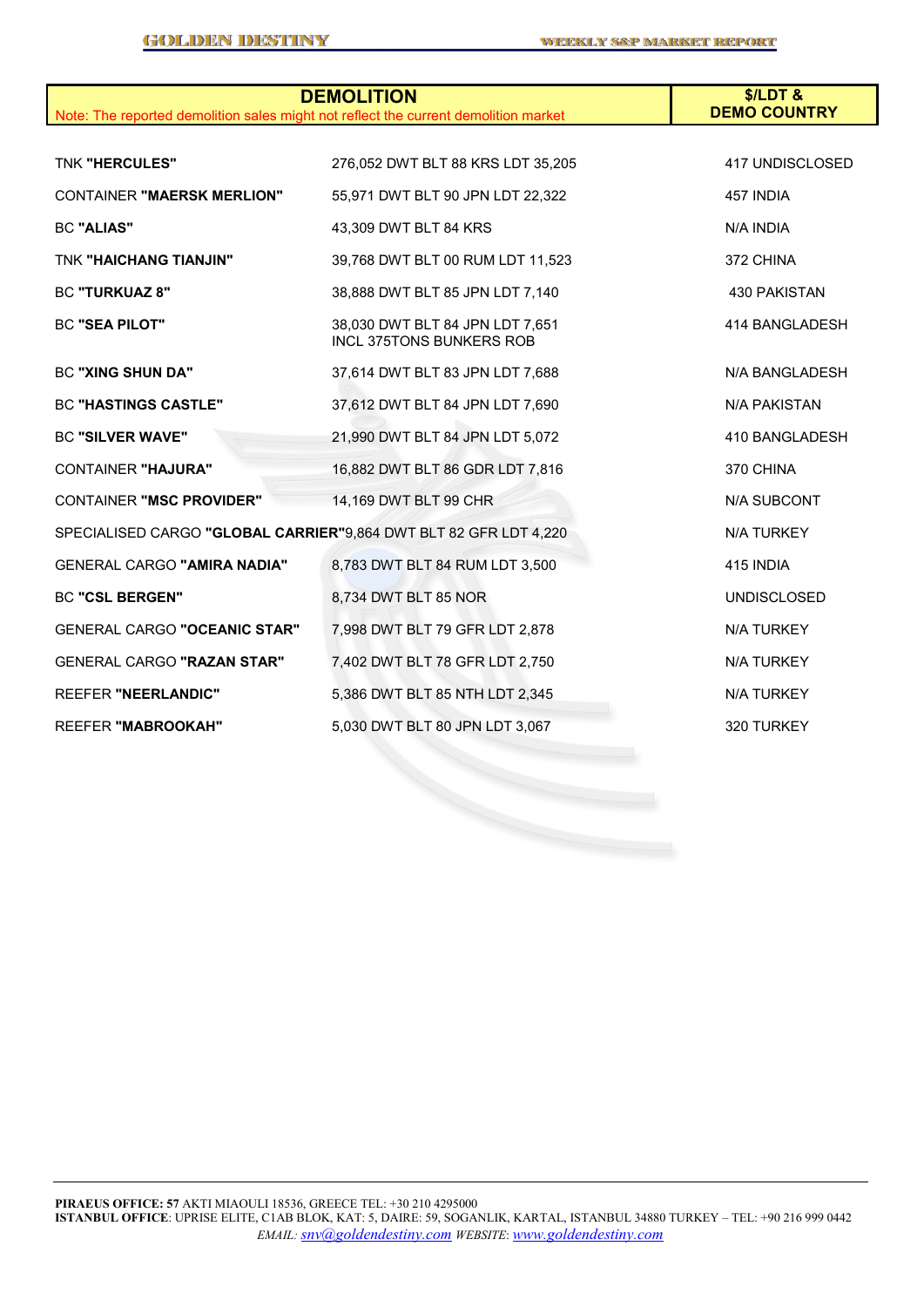| DEMOLITION<br>Note: The reported demolition sales might not reflect the current demolition market | | $/LDT &<br>DEMO COUNTRY |
|---|---|---|
| TNK **"HERCULES"** | 276,052 DWT BLT 88 KRS LDT 35,205 | 417 UNDISCLOSED |
| CONTAINER **"MAERSK MERLION"** | 55,971 DWT BLT 90 JPN LDT 22,322 | 457 INDIA |
| BC **"ALIAS"** | 43,309 DWT BLT 84 KRS | N/A INDIA |
| TNK **"HAICHANG TIANJIN"** | 39,768 DWT BLT 00 RUM LDT 11,523 | 372 CHINA |
| BC **"TURKUAZ 8"** | 38,888 DWT BLT 85 JPN LDT 7,140 | 430 PAKISTAN |
| BC **"SEA PILOT"** | 38,030 DWT BLT 84 JPN LDT 7,651 INCL 375TONS BUNKERS ROB | 414 BANGLADESH |
| BC **"XING SHUN DA"** | 37,614 DWT BLT 83 JPN LDT 7,688 | N/A BANGLADESH |
| BC **"HASTINGS CASTLE"** | 37,612 DWT BLT 84 JPN LDT 7,690 | N/A PAKISTAN |
| BC **"SILVER WAVE"** | 21,990 DWT BLT 84 JPN LDT 5,072 | 410 BANGLADESH |
| CONTAINER **"HAJURA"** | 16,882 DWT BLT 86 GDR LDT 7,816 | 370 CHINA |
| CONTAINER **"MSC PROVIDER"** | 14,169 DWT BLT 99 CHR | N/A SUBCONT |
| SPECIALISED CARGO **"GLOBAL CARRIER"** | 9,864 DWT BLT 82 GFR LDT 4,220 | N/A TURKEY |
| GENERAL CARGO **"AMIRA NADIA"** | 8,783 DWT BLT 84 RUM LDT 3,500 | 415 INDIA |
| BC **"CSL BERGEN"** | 8,734 DWT BLT 85 NOR | UNDISCLOSED |
| GENERAL CARGO **"OCEANIC STAR"** | 7,998 DWT BLT 79 GFR LDT 2,878 | N/A TURKEY |
| GENERAL CARGO **"RAZAN STAR"** | 7,402 DWT BLT 78 GFR LDT 2,750 | N/A TURKEY |
| REEFER **"NEERLANDIC"** | 5,386 DWT BLT 85 NTH LDT 2,345 | N/A TURKEY |
| REEFER **"MABROOKAH"** | 5,030 DWT BLT 80 JPN LDT 3,067 | 320 TURKEY |

**PIRAEUS OFFICE: 57** AKTI MIAOULI 18536, GREECE TEL: +30 210 4295000
**ISTANBUL OFFICE**: UPRISE ELITE, C1AB BLOK, KAT: 5, DAIRE: 59, SOGANLIK, KARTAL, ISTANBUL 34880 TURKEY – TEL: +90 216 999 0442
*EMAIL: snv@goldendestiny.com WEBSITE: www.goldendestiny.com*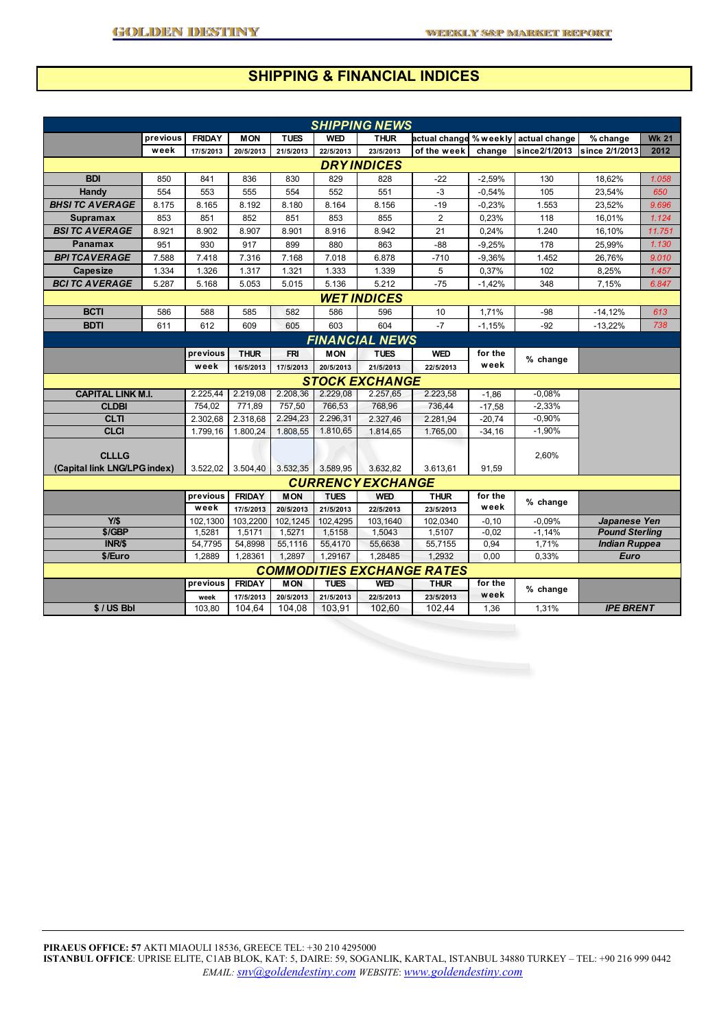# SHIPPING & FINANCIAL INDICES

## SHIPPING NEWS

| | previous week | FRIDAY 17/5/2013 | MON 20/5/2013 | TUES 21/5/2013 | WED 22/5/2013 | THUR 23/5/2013 | actual change of the week | % weekly change | actual change since2/1/2013 | % change since 2/1/2013 | Wk 21 2012 |
|---|---|---|---|---|---|---|---|---|---|---|---|
| **DRY INDICES** | | | | | | | | | | | |
| **BDI** | 850 | 841 | 836 | 830 | 829 | 828 | -22 | -2,59% | 130 | 18,62% | 1.058 |
| **Handy** | 554 | 553 | 555 | 554 | 552 | 551 | -3 | -0,54% | 105 | 23,54% | 650 |
| ***BHSI TC AVERAGE*** | 8.175 | 8.165 | 8.192 | 8.180 | 8.164 | 8.156 | -19 | -0,23% | 1.553 | 23,52% | 9.696 |
| **Supramax** | 853 | 851 | 852 | 851 | 853 | 855 | 2 | 0,23% | 118 | 16,01% | 1.124 |
| ***BSI TC AVERAGE*** | 8.921 | 8.902 | 8.907 | 8.901 | 8.916 | 8.942 | 21 | 0,24% | 1.240 | 16,10% | 11.751 |
| **Panamax** | 951 | 930 | 917 | 899 | 880 | 863 | -88 | -9,25% | 178 | 25,99% | 1.130 |
| ***BPI TCAVERAGE*** | 7.588 | 7.418 | 7.316 | 7.168 | 7.018 | 6.878 | -710 | -9,36% | 1.452 | 26,76% | 9.010 |
| **Capesize** | 1.334 | 1.326 | 1.317 | 1.321 | 1.333 | 1.339 | 5 | 0,37% | 102 | 8,25% | 1.457 |
| ***BCI TC AVERAGE*** | 5.287 | 5.168 | 5.053 | 5.015 | 5.136 | 5.212 | -75 | -1,42% | 348 | 7,15% | 6.847 |
| **WET INDICES** | | | | | | | | | | | |
| **BCTI** | 586 | 588 | 585 | 582 | 586 | 596 | 10 | 1,71% | -98 | -14,12% | 613 |
| **BDTI** | 611 | 612 | 609 | 605 | 603 | 604 | -7 | -1,15% | -92 | -13,22% | 738 |

## FINANCIAL NEWS

### STOCK EXCHANGE

| | previous week | THUR 16/5/2013 | FRI 17/5/2013 | MON 20/5/2013 | TUES 21/5/2013 | WED 22/5/2013 | for the week | % change |
|---|---|---|---|---|---|---|---|---|
| **CAPITAL LINK M.I.** | 2.225,44 | 2.219,08 | 2.208,36 | 2.229,08 | 2.257,65 | 2.223,58 | -1,86 | -0,08% |
| **CLDBI** | 754,02 | 771,89 | 757,50 | 766,53 | 768,96 | 736,44 | -17,58 | -2,33% |
| **CLTI** | 2.302,68 | 2.318,68 | 2.294,23 | 2.296,31 | 2.327,46 | 2.281,94 | -20,74 | -0,90% |
| **CLCI** | 1.799,16 | 1.800,24 | 1.808,55 | 1.810,65 | 1.814,65 | 1.765,00 | -34,16 | -1,90% |
| **CLLLG (Capital link LNG/LPG index)** | 3.522,02 | 3.504,40 | 3.532,35 | 3.589,95 | 3.632,82 | 3.613,61 | 91,59 | 2,60% |

### CURRENCY EXCHANGE

| | previous week | FRIDAY 17/5/2013 | MON 20/5/2013 | TUES 21/5/2013 | WED 22/5/2013 | THUR 23/5/2013 | for the week | % change | |
|---|---|---|---|---|---|---|---|---|---|
| **Y/$** | 102,1300 | 103,2200 | 102,1245 | 102,4295 | 103,1640 | 102,0340 | -0,10 | -0,09% | ***Japanese Yen*** |
| **$/GBP** | 1,5281 | 1,5171 | 1,5271 | 1,5158 | 1,5043 | 1,5107 | -0,02 | -1,14% | ***Pound Sterling*** |
| **INR/$** | 54,7795 | 54,8998 | 55,1116 | 55,4170 | 55,6638 | 55,7155 | 0,94 | 1,71% | ***Indian Ruppea*** |
| **$/Euro** | 1,2889 | 1,28361 | 1,2897 | 1,29167 | 1,28485 | 1,2932 | 0,00 | 0,33% | ***Euro*** |

### COMMODITIES EXCHANGE RATES

| | previous week | FRIDAY 17/5/2013 | MON 20/5/2013 | TUES 21/5/2013 | WED 22/5/2013 | THUR 23/5/2013 | for the week | % change | |
|---|---|---|---|---|---|---|---|---|---|
| **$ / US Bbl** | 103,80 | 104,64 | 104,08 | 103,91 | 102,60 | 102,44 | 1,36 | 1,31% | ***IPE BRENT*** |

**PIRAEUS OFFICE: 57** AKTI MIAOULI 18536, GREECE TEL: +30 210 4295000
**ISTANBUL OFFICE**: UPRISE ELITE, C1AB BLOK, KAT: 5, DAIRE: 59, SOGANLIK, KARTAL, ISTANBUL 34880 TURKEY – TEL: +90 216 999 0442
*EMAIL: snv@goldendestiny.com WEBSITE: www.goldendestiny.com*